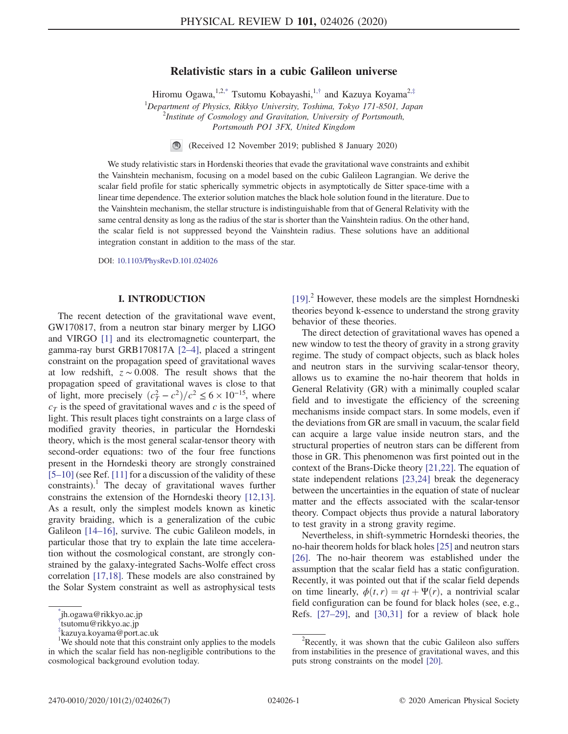# Relativistic stars in a cubic Galileon universe

Hiromu Ogawa,[1,2,*] Tsutomu Kobayashi,[1,†] and Kazuya Koyama[2,‡]

[1]Department of Physics, Rikkyo University, Toshima, Tokyo 171-8501, Japan
[2]Institute of Cosmology and Gravitation, University of Portsmouth, Portsmouth PO1 3FX, United Kingdom

(Received 12 November 2019; published 8 January 2020)

We study relativistic stars in Hordenski theories that evade the gravitational wave constraints and exhibit the Vainshtein mechanism, focusing on a model based on the cubic Galileon Lagrangian. We derive the scalar field profile for static spherically symmetric objects in asymptotically de Sitter space-time with a linear time dependence. The exterior solution matches the black hole solution found in the literature. Due to the Vainshtein mechanism, the stellar structure is indistinguishable from that of General Relativity with the same central density as long as the radius of the star is shorter than the Vainshtein radius. On the other hand, the scalar field is not suppressed beyond the Vainshtein radius. These solutions have an additional integration constant in addition to the mass of the star.

DOI: 10.1103/PhysRevD.101.024026

## I. INTRODUCTION

The recent detection of the gravitational wave event, GW170817, from a neutron star binary merger by LIGO and VIRGO [1] and its electromagnetic counterpart, the gamma-ray burst GRB170817A [2–4], placed a stringent constraint on the propagation speed of gravitational waves at low redshift, $z \sim 0.008$. The result shows that the propagation speed of gravitational waves is close to that of light, more precisely $(c_T^2 - c^2)/c^2 \leq 6 \times 10^{-15}$, where $c_T$ is the speed of gravitational waves and $c$ is the speed of light. This result places tight constraints on a large class of modified gravity theories, in particular the Horndeski theory, which is the most general scalar-tensor theory with second-order equations: two of the four free functions present in the Horndeski theory are strongly constrained [5–10] (see Ref. [11] for a discussion of the validity of these constraints).[1] The decay of gravitational waves further constrains the extension of the Horndeski theory [12,13]. As a result, only the simplest models known as kinetic gravity braiding, which is a generalization of the cubic Galileon [14–16], survive. The cubic Galileon models, in particular those that try to explain the late time acceleration without the cosmological constant, are strongly constrained by the galaxy-integrated Sachs-Wolfe effect cross correlation [17,18]. These models are also constrained by the Solar System constraint as well as astrophysical tests [19].[2] However, these models are the simplest Horndneski theories beyond k-essence to understand the strong gravity behavior of these theories.

The direct detection of gravitational waves has opened a new window to test the theory of gravity in a strong gravity regime. The study of compact objects, such as black holes and neutron stars in the surviving scalar-tensor theory, allows us to examine the no-hair theorem that holds in General Relativity (GR) with a minimally coupled scalar field and to investigate the efficiency of the screening mechanisms inside compact stars. In some models, even if the deviations from GR are small in vacuum, the scalar field can acquire a large value inside neutron stars, and the structural properties of neutron stars can be different from those in GR. This phenomenon was first pointed out in the context of the Brans-Dicke theory [21,22]. The equation of state independent relations [23,24] break the degeneracy between the uncertainties in the equation of state of nuclear matter and the effects associated with the scalar-tensor theory. Compact objects thus provide a natural laboratory to test gravity in a strong gravity regime.

Nevertheless, in shift-symmetric Horndeski theories, the no-hair theorem holds for black holes [25] and neutron stars [26]. The no-hair theorem was established under the assumption that the scalar field has a static configuration. Recently, it was pointed out that if the scalar field depends on time linearly, $\phi(t,r) = qt + \Psi(r)$, a nontrivial scalar field configuration can be found for black holes (see, e.g., Refs. [27–29], and [30,31] for a review of black hole

---

[*] jh.ogawa@rikkyo.ac.jp
[†] tsutomu@rikkyo.ac.jp
[‡] kazuya.koyama@port.ac.uk
[1] We should note that this constraint only applies to the models in which the scalar field has non-negligible contributions to the cosmological background evolution today.
[2] Recently, it was shown that the cubic Galileon also suffers from instabilities in the presence of gravitational waves, and this puts strong constraints on the model [20].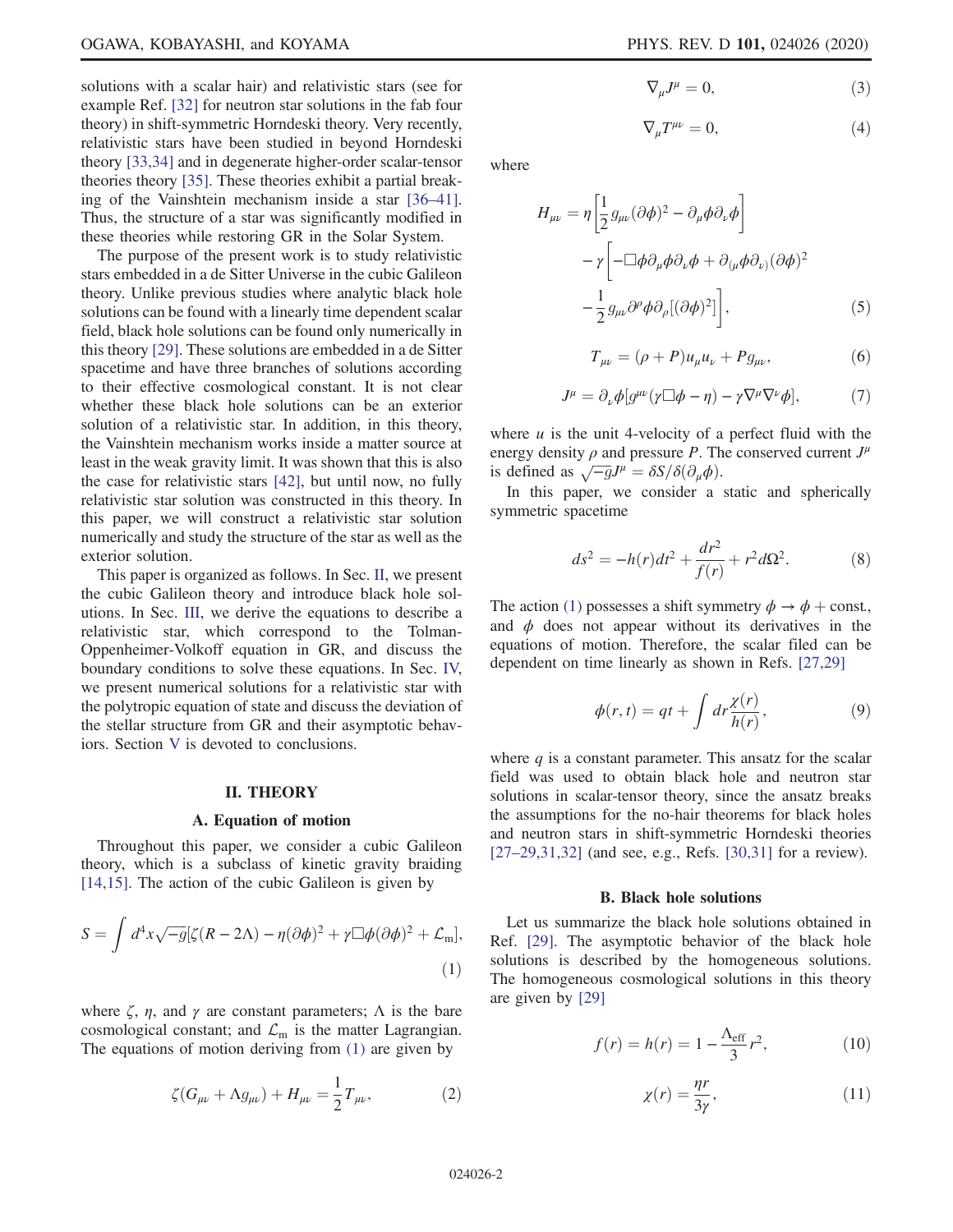solutions with a scalar hair) and relativistic stars (see for example Ref. [32] for neutron star solutions in the fab four theory) in shift-symmetric Horndeski theory. Very recently, relativistic stars have been studied in beyond Horndeski theory [33,34] and in degenerate higher-order scalar-tensor theories theory [35]. These theories exhibit a partial breaking of the Vainshtein mechanism inside a star [36–41]. Thus, the structure of a star was significantly modified in these theories while restoring GR in the Solar System.

The purpose of the present work is to study relativistic stars embedded in a de Sitter Universe in the cubic Galileon theory. Unlike previous studies where analytic black hole solutions can be found with a linearly time dependent scalar field, black hole solutions can be found only numerically in this theory [29]. These solutions are embedded in a de Sitter spacetime and have three branches of solutions according to their effective cosmological constant. It is not clear whether these black hole solutions can be an exterior solution of a relativistic star. In addition, in this theory, the Vainshtein mechanism works inside a matter source at least in the weak gravity limit. It was shown that this is also the case for relativistic stars [42], but until now, no fully relativistic star solution was constructed in this theory. In this paper, we will construct a relativistic star solution numerically and study the structure of the star as well as the exterior solution.

This paper is organized as follows. In Sec. II, we present the cubic Galileon theory and introduce black hole solutions. In Sec. III, we derive the equations to describe a relativistic star, which correspond to the Tolman-Oppenheimer-Volkoff equation in GR, and discuss the boundary conditions to solve these equations. In Sec. IV, we present numerical solutions for a relativistic star with the polytropic equation of state and discuss the deviation of the stellar structure from GR and their asymptotic behaviors. Section V is devoted to conclusions.

## II. THEORY

### A. Equation of motion

Throughout this paper, we consider a cubic Galileon theory, which is a subclass of kinetic gravity braiding [14,15]. The action of the cubic Galileon is given by

$$S = \int d^4x\sqrt{-g}[\zeta(R-2\Lambda) - \eta(\partial\phi)^2 + \gamma\Box\phi(\partial\phi)^2 + \mathcal{L}_{\mathrm{m}}], \tag{1}$$

where $\zeta$, $\eta$, and $\gamma$ are constant parameters; $\Lambda$ is the bare cosmological constant; and $\mathcal{L}_{\mathrm{m}}$ is the matter Lagrangian. The equations of motion deriving from (1) are given by

$$\zeta(G_{\mu\nu} + \Lambda g_{\mu\nu}) + H_{\mu\nu} = \frac{1}{2}T_{\mu\nu}, \tag{2}$$

$$\nabla_\mu J^\mu = 0, \tag{3}$$

$$\nabla_\mu T^{\mu\nu} = 0, \tag{4}$$

where

$$\begin{aligned} H_{\mu\nu} = &\ \eta\left[\frac{1}{2}g_{\mu\nu}(\partial\phi)^2 - \partial_\mu\phi\partial_\nu\phi\right] \\ &- \gamma\left[-\Box\phi\partial_\mu\phi\partial_\nu\phi + \partial_{(\mu}\phi\partial_{\nu)}(\partial\phi)^2 \right. \\ &\left. - \frac{1}{2}g_{\mu\nu}\partial^\rho\phi\partial_\rho[(\partial\phi)^2]\right], \end{aligned} \tag{5}$$

$$T_{\mu\nu} = (\rho + P)u_\mu u_\nu + P g_{\mu\nu}, \tag{6}$$

$$J^\mu = \partial_\nu\phi[g^{\mu\nu}(\gamma\Box\phi - \eta) - \gamma\nabla^\mu\nabla^\nu\phi], \tag{7}$$

where $u$ is the unit 4-velocity of a perfect fluid with the energy density $\rho$ and pressure $P$. The conserved current $J^\mu$ is defined as $\sqrt{-g}J^\mu = \delta S/\delta(\partial_\mu\phi)$.

In this paper, we consider a static and spherically symmetric spacetime

$$ds^2 = -h(r)dt^2 + \frac{dr^2}{f(r)} + r^2 d\Omega^2. \tag{8}$$

The action (1) possesses a shift symmetry $\phi \to \phi + \mathrm{const.}$, and $\phi$ does not appear without its derivatives in the equations of motion. Therefore, the scalar filed can be dependent on time linearly as shown in Refs. [27,29]

$$\phi(r,t) = qt + \int dr \frac{\chi(r)}{h(r)}, \tag{9}$$

where $q$ is a constant parameter. This ansatz for the scalar field was used to obtain black hole and neutron star solutions in scalar-tensor theory, since the ansatz breaks the assumptions for the no-hair theorems for black holes and neutron stars in shift-symmetric Horndeski theories [27–29,31,32] (and see, e.g., Refs. [30,31] for a review).

### B. Black hole solutions

Let us summarize the black hole solutions obtained in Ref. [29]. The asymptotic behavior of the black hole solutions is described by the homogeneous solutions. The homogeneous cosmological solutions in this theory are given by [29]

$$f(r) = h(r) = 1 - \frac{\Lambda_{\mathrm{eff}}}{3}r^2, \tag{10}$$

$$\chi(r) = \frac{\eta r}{3\gamma}, \tag{11}$$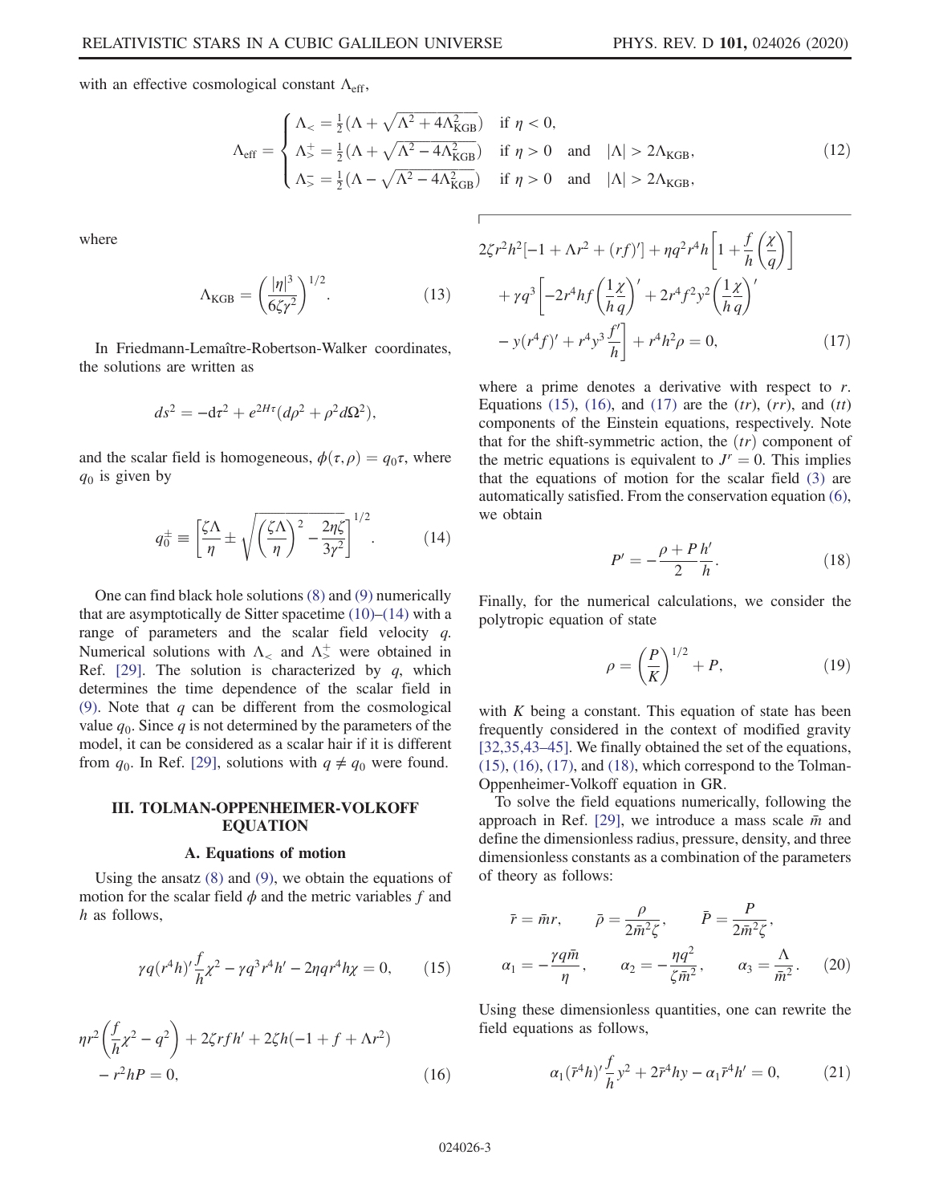with an effective cosmological constant $\Lambda_{\rm eff}$,

$$
\Lambda_{\rm eff} = \begin{cases} \Lambda_< = \frac{1}{2}(\Lambda + \sqrt{\Lambda^2 + 4\Lambda_{\rm KGB}^2}) & \text{if } \eta < 0, \\ \Lambda_>^+ = \frac{1}{2}(\Lambda + \sqrt{\Lambda^2 - 4\Lambda_{\rm KGB}^2}) & \text{if } \eta > 0 \text{ and } |\Lambda| > 2\Lambda_{\rm KGB}, \\ \Lambda_>^- = \frac{1}{2}(\Lambda - \sqrt{\Lambda^2 - 4\Lambda_{\rm KGB}^2}) & \text{if } \eta > 0 \text{ and } |\Lambda| > 2\Lambda_{\rm KGB}, \end{cases} \tag{12}
$$

where

$$
\Lambda_{\rm KGB} = \left(\frac{|\eta|^3}{6\zeta\gamma^2}\right)^{1/2}. \tag{13}
$$

In Friedmann-Lemaître-Robertson-Walker coordinates, the solutions are written as

$$
ds^2 = -d\tau^2 + e^{2H\tau}(d\rho^2 + \rho^2 d\Omega^2),
$$

and the scalar field is homogeneous, $\phi(\tau, \rho) = q_0 \tau$, where $q_0$ is given by

$$
q_0^\pm \equiv \left[\frac{\zeta\Lambda}{\eta} \pm \sqrt{\left(\frac{\zeta\Lambda}{\eta}\right)^2 - \frac{2\eta\zeta}{3\gamma^2}}\right]^{1/2}. \tag{14}
$$

One can find black hole solutions (8) and (9) numerically that are asymptotically de Sitter spacetime (10)–(14) with a range of parameters and the scalar field velocity $q$. Numerical solutions with $\Lambda_<$ and $\Lambda_>^+$ were obtained in Ref. [29]. The solution is characterized by $q$, which determines the time dependence of the scalar field in (9). Note that $q$ can be different from the cosmological value $q_0$. Since $q$ is not determined by the parameters of the model, it can be considered as a scalar hair if it is different from $q_0$. In Ref. [29], solutions with $q \neq q_0$ were found.

## III. TOLMAN-OPPENHEIMER-VOLKOFF EQUATION

### A. Equations of motion

Using the ansatz (8) and (9), we obtain the equations of motion for the scalar field $\phi$ and the metric variables $f$ and $h$ as follows,

$$
\gamma q (r^4 h)' \frac{f}{h}\chi^2 - \gamma q^3 r^4 h' - 2\eta q r^4 h \chi = 0, \tag{15}
$$

$$
\eta r^2 \left(\frac{f}{h}\chi^2 - q^2\right) + 2\zeta r f h' + 2\zeta h(-1 + f + \Lambda r^2) - r^2 h P = 0, \tag{16}
$$

$$
\begin{aligned}
&2\zeta r^2 h^2[-1 + \Lambda r^2 + (rf)'] + \eta q^2 r^4 h\left[1 + \frac{f}{h}\left(\frac{\chi}{q}\right)\right] \\
&+ \gamma q^3 \left[-2r^4 h f\left(\frac{1}{h}\frac{\chi}{q}\right)' + 2r^4 f^2 y^2 \left(\frac{1}{h}\frac{\chi}{q}\right)' \right. \\
&\left. - y(r^4 f)' + r^4 y^3 \frac{f'}{h}\right] + r^4 h^2 \rho = 0,
\end{aligned} \tag{17}
$$

where a prime denotes a derivative with respect to $r$. Equations (15), (16), and (17) are the $(tr)$, $(rr)$, and $(tt)$ components of the Einstein equations, respectively. Note that for the shift-symmetric action, the $(tr)$ component of the metric equations is equivalent to $J^r = 0$. This implies that the equations of motion for the scalar field (3) are automatically satisfied. From the conservation equation (6), we obtain

$$
P' = -\frac{\rho + P}{2}\frac{h'}{h}. \tag{18}
$$

Finally, for the numerical calculations, we consider the polytropic equation of state

$$
\rho = \left(\frac{P}{K}\right)^{1/2} + P, \tag{19}
$$

with $K$ being a constant. This equation of state has been frequently considered in the context of modified gravity [32,35,43–45]. We finally obtained the set of the equations, (15), (16), (17), and (18), which correspond to the Tolman-Oppenheimer-Volkoff equation in GR.

To solve the field equations numerically, following the approach in Ref. [29], we introduce a mass scale $\bar{m}$ and define the dimensionless radius, pressure, density, and three dimensionless constants as a combination of the parameters of theory as follows:

$$
\begin{aligned}
&\bar{r} = \bar{m}r, \qquad \bar{\rho} = \frac{\rho}{2\bar{m}^2\zeta}, \qquad \bar{P} = \frac{P}{2\bar{m}^2\zeta}, \\
&\alpha_1 = -\frac{\gamma q \bar{m}}{\eta}, \qquad \alpha_2 = -\frac{\eta q^2}{\zeta \bar{m}^2}, \qquad \alpha_3 = \frac{\Lambda}{\bar{m}^2}.
\end{aligned} \tag{20}
$$

Using these dimensionless quantities, one can rewrite the field equations as follows,

$$
\alpha_1 (\bar{r}^4 h)' \frac{f}{h} y^2 + 2\bar{r}^4 h y - \alpha_1 \bar{r}^4 h' = 0, \tag{21}
$$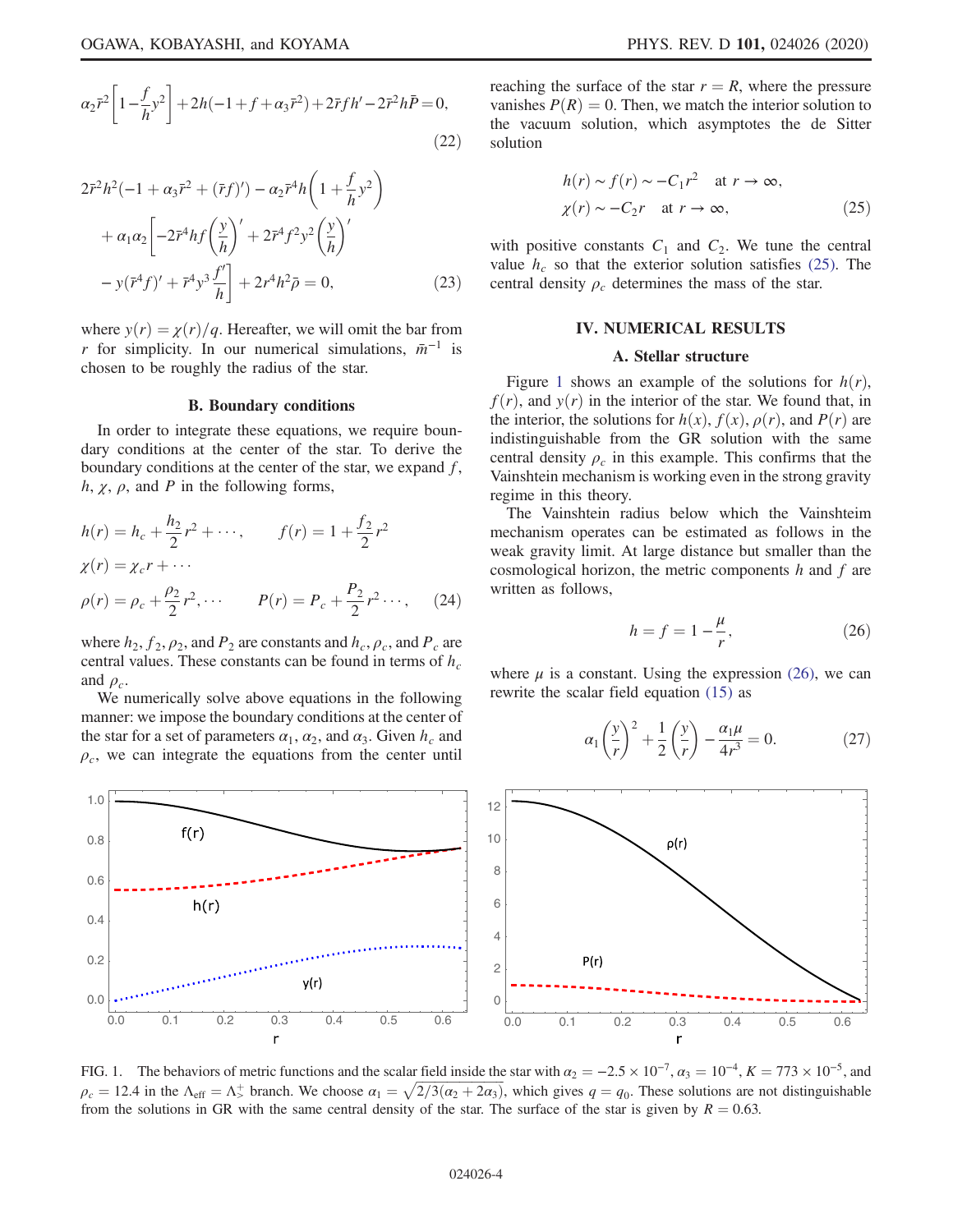$$\alpha_2\bar{r}^2\left[1-\frac{f}{h}y^2\right]+2h(-1+f+\alpha_3\bar{r}^2)+2\bar{r}fh'-2\bar{r}^2h\bar{P}=0, \tag{22}$$

$$\begin{aligned}&2\bar{r}^2h^2(-1+\alpha_3\bar{r}^2+(\bar{r}f)')-\alpha_2\bar{r}^4h\left(1+\frac{f}{h}y^2\right)\\&+\alpha_1\alpha_2\left[-2\bar{r}^4hf\left(\frac{y}{h}\right)'+2\bar{r}^4f^2y^2\left(\frac{y}{h}\right)'\right.\\&\left.-y(\bar{r}^4f)'+\bar{r}^4y^3\frac{f'}{h}\right]+2r^4h^2\bar{\rho}=0,\end{aligned} \tag{23}$$

where $y(r)=\chi(r)/q$. Hereafter, we will omit the bar from $r$ for simplicity. In our numerical simulations, $\bar{m}^{-1}$ is chosen to be roughly the radius of the star.

### B. Boundary conditions

In order to integrate these equations, we require boundary conditions at the center of the star. To derive the boundary conditions at the center of the star, we expand $f$, $h$, $\chi$, $\rho$, and $P$ in the following forms,

$$\begin{aligned}&h(r)=h_c+\frac{h_2}{2}r^2+\cdots, \qquad f(r)=1+\frac{f_2}{2}r^2\\&\chi(r)=\chi_c r+\cdots\\&\rho(r)=\rho_c+\frac{\rho_2}{2}r^2,\cdots \qquad P(r)=P_c+\frac{P_2}{2}r^2\cdots,\end{aligned} \tag{24}$$

where $h_2$, $f_2$, $\rho_2$, and $P_2$ are constants and $h_c$, $\rho_c$, and $P_c$ are central values. These constants can be found in terms of $h_c$ and $\rho_c$.

We numerically solve above equations in the following manner: we impose the boundary conditions at the center of the star for a set of parameters $\alpha_1$, $\alpha_2$, and $\alpha_3$. Given $h_c$ and $\rho_c$, we can integrate the equations from the center until reaching the surface of the star $r=R$, where the pressure vanishes $P(R)=0$. Then, we match the interior solution to the vacuum solution, which asymptotes the de Sitter solution

$$\begin{aligned}&h(r)\sim f(r)\sim -C_1r^2 \quad \text{at } r\to\infty,\\&\chi(r)\sim -C_2r \quad \text{at } r\to\infty,\end{aligned} \tag{25}$$

with positive constants $C_1$ and $C_2$. We tune the central value $h_c$ so that the exterior solution satisfies (25). The central density $\rho_c$ determines the mass of the star.

## IV. NUMERICAL RESULTS

### A. Stellar structure

Figure 1 shows an example of the solutions for $h(r)$, $f(r)$, and $y(r)$ in the interior of the star. We found that, in the interior, the solutions for $h(x)$, $f(x)$, $\rho(r)$, and $P(r)$ are indistinguishable from the GR solution with the same central density $\rho_c$ in this example. This confirms that the Vainshtein mechanism is working even in the strong gravity regime in this theory.

The Vainshtein radius below which the Vainshteim mechanism operates can be estimated as follows in the weak gravity limit. At large distance but smaller than the cosmological horizon, the metric components $h$ and $f$ are written as follows,

$$h=f=1-\frac{\mu}{r}, \tag{26}$$

where $\mu$ is a constant. Using the expression (26), we can rewrite the scalar field equation (15) as

$$\alpha_1\left(\frac{y}{r}\right)^2+\frac{1}{2}\left(\frac{y}{r}\right)-\frac{\alpha_1\mu}{4r^3}=0. \tag{27}$$

FIG. 1. The behaviors of metric functions and the scalar field inside the star with $\alpha_2=-2.5\times10^{-7}$, $\alpha_3=10^{-4}$, $K=773\times10^{-5}$, and $\rho_c=12.4$ in the $\Lambda_{\rm eff}=\Lambda_>^+$ branch. We choose $\alpha_1=\sqrt{2/3(\alpha_2+2\alpha_3)}$, which gives $q=q_0$. These solutions are not distinguishable from the solutions in GR with the same central density of the star. The surface of the star is given by $R=0.63$.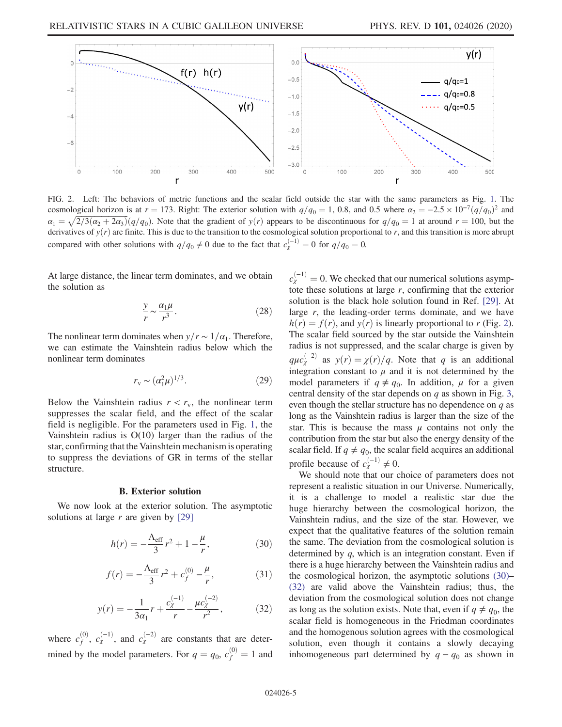FIG. 2. Left: The behaviors of metric functions and the scalar field outside the star with the same parameters as Fig. 1. The cosmological horizon is at $r = 173$. Right: The exterior solution with $q/q_0 = 1$, 0.8, and 0.5 where $\alpha_2 = -2.5 \times 10^{-7}(q/q_0)^2$ and $\alpha_1 = \sqrt{2/3(\alpha_2 + 2\alpha_3)}(q/q_0)$. Note that the gradient of $y(r)$ appears to be discontinuous for $q/q_0 = 1$ at around $r = 100$, but the derivatives of $y(r)$ are finite. This is due to the transition to the cosmological solution proportional to $r$, and this transition is more abrupt compared with other solutions with $q/q_0 \neq 0$ due to the fact that $c_\chi^{(-1)} = 0$ for $q/q_0 = 0$.

At large distance, the linear term dominates, and we obtain the solution as

$$\frac{y}{r} \sim \frac{\alpha_1 \mu}{r^3}. \tag{28}$$

The nonlinear term dominates when $y/r \sim 1/\alpha_1$. Therefore, we can estimate the Vainshtein radius below which the nonlinear term dominates

$$r_v \sim (\alpha_1^2 \mu)^{1/3}. \tag{29}$$

Below the Vainshtein radius $r < r_v$, the nonlinear term suppresses the scalar field, and the effect of the scalar field is negligible. For the parameters used in Fig. 1, the Vainshtein radius is O(10) larger than the radius of the star, confirming that the Vainshtein mechanism is operating to suppress the deviations of GR in terms of the stellar structure.

### B. Exterior solution

We now look at the exterior solution. The asymptotic solutions at large $r$ are given by [29]

$$h(r) = -\frac{\Lambda_{\rm eff}}{3} r^2 + 1 - \frac{\mu}{r}, \tag{30}$$

$$f(r) = -\frac{\Lambda_{\rm eff}}{3} r^2 + c_f^{(0)} - \frac{\mu}{r}, \tag{31}$$

$$y(r) = -\frac{1}{3\alpha_1} r + \frac{c_\chi^{(-1)}}{r} - \frac{\mu c_\chi^{(-2)}}{r^2}, \tag{32}$$

where $c_f^{(0)}$, $c_\chi^{(-1)}$, and $c_\chi^{(-2)}$ are constants that are determined by the model parameters. For $q = q_0$, $c_f^{(0)} = 1$ and $c_\chi^{(-1)} = 0$. We checked that our numerical solutions asymptote these solutions at large $r$, confirming that the exterior solution is the black hole solution found in Ref. [29]. At large $r$, the leading-order terms dominate, and we have $h(r) = f(r)$, and $y(r)$ is linearly proportional to $r$ (Fig. 2). The scalar field sourced by the star outside the Vainshtein radius is not suppressed, and the scalar charge is given by $q\mu c_\chi^{(-2)}$ as $y(r) = \chi(r)/q$. Note that $q$ is an additional integration constant to $\mu$ and it is not determined by the model parameters if $q \neq q_0$. In addition, $\mu$ for a given central density of the star depends on $q$ as shown in Fig. 3, even though the stellar structure has no dependence on $q$ as long as the Vainshtein radius is larger than the size of the star. This is because the mass $\mu$ contains not only the contribution from the star but also the energy density of the scalar field. If $q \neq q_0$, the scalar field acquires an additional profile because of $c_\chi^{(-1)} \neq 0$.

We should note that our choice of parameters does not represent a realistic situation in our Universe. Numerically, it is a challenge to model a realistic star due the huge hierarchy between the cosmological horizon, the Vainshtein radius, and the size of the star. However, we expect that the qualitative features of the solution remain the same. The deviation from the cosmological solution is determined by $q$, which is an integration constant. Even if there is a huge hierarchy between the Vainshtein radius and the cosmological horizon, the asymptotic solutions (30)–(32) are valid above the Vainshtein radius; thus, the deviation from the cosmological solution does not change as long as the solution exists. Note that, even if $q \neq q_0$, the scalar field is homogeneous in the Friedman coordinates and the homogenous solution agrees with the cosmological solution, even though it contains a slowly decaying inhomogeneous part determined by $q - q_0$ as shown in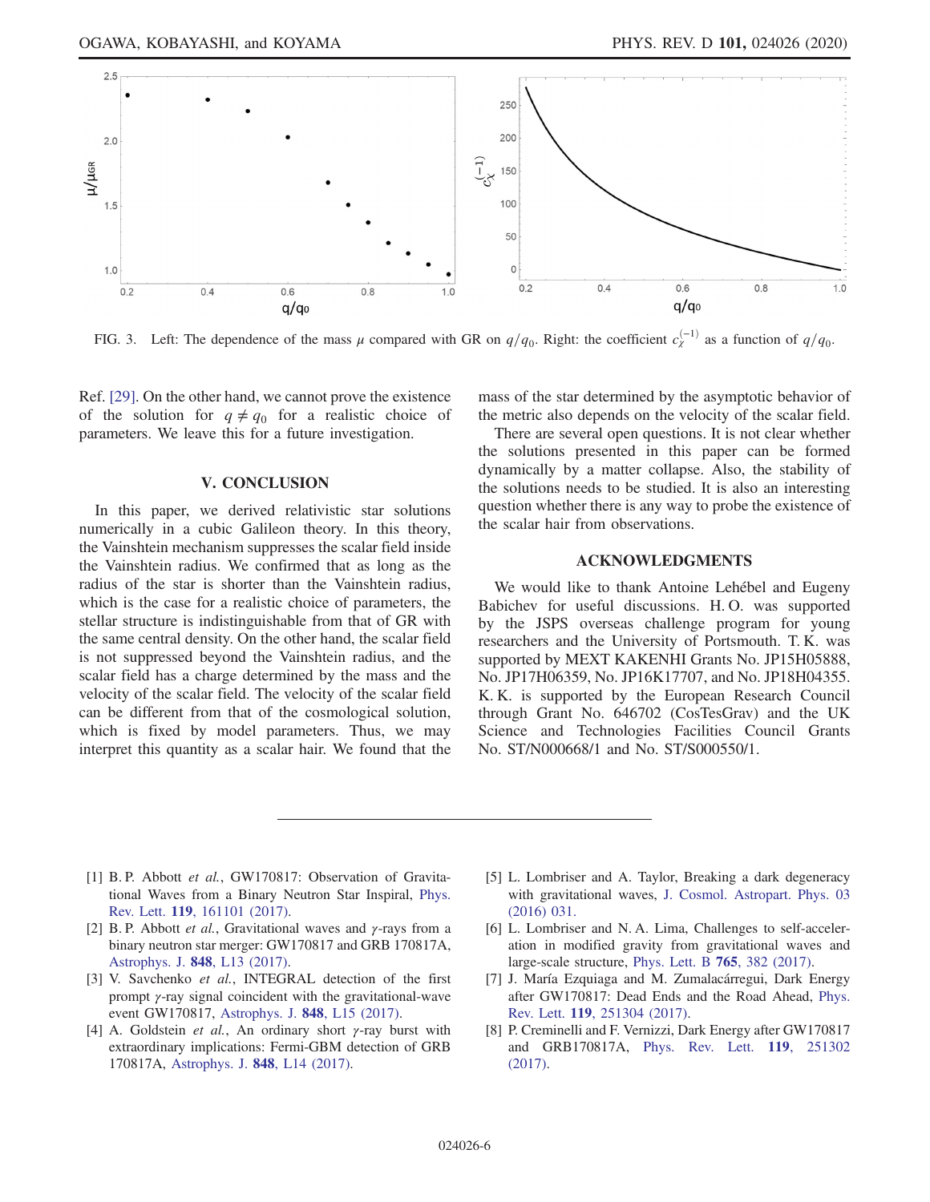FIG. 3. Left: The dependence of the mass $\mu$ compared with GR on $q/q_0$. Right: the coefficient $c_\chi^{(-1)}$ as a function of $q/q_0$.

Ref. [29]. On the other hand, we cannot prove the existence of the solution for $q \neq q_0$ for a realistic choice of parameters. We leave this for a future investigation.

## V. CONCLUSION

In this paper, we derived relativistic star solutions numerically in a cubic Galileon theory. In this theory, the Vainshtein mechanism suppresses the scalar field inside the Vainshtein radius. We confirmed that as long as the radius of the star is shorter than the Vainshtein radius, which is the case for a realistic choice of parameters, the stellar structure is indistinguishable from that of GR with the same central density. On the other hand, the scalar field is not suppressed beyond the Vainshtein radius, and the scalar field has a charge determined by the mass and the velocity of the scalar field. The velocity of the scalar field can be different from that of the cosmological solution, which is fixed by model parameters. Thus, we may interpret this quantity as a scalar hair. We found that the mass of the star determined by the asymptotic behavior of the metric also depends on the velocity of the scalar field.

There are several open questions. It is not clear whether the solutions presented in this paper can be formed dynamically by a matter collapse. Also, the stability of the solutions needs to be studied. It is also an interesting question whether there is any way to probe the existence of the scalar hair from observations.

## ACKNOWLEDGMENTS

We would like to thank Antoine Lehébel and Eugeny Babichev for useful discussions. H. O. was supported by the JSPS overseas challenge program for young researchers and the University of Portsmouth. T. K. was supported by MEXT KAKENHI Grants No. JP15H05888, No. JP17H06359, No. JP16K17707, and No. JP18H04355. K. K. is supported by the European Research Council through Grant No. 646702 (CosTesGrav) and the UK Science and Technologies Facilities Council Grants No. ST/N000668/1 and No. ST/S000550/1.

---

[1] B. P. Abbott *et al.*, GW170817: Observation of Gravitational Waves from a Binary Neutron Star Inspiral, Phys. Rev. Lett. **119**, 161101 (2017).

[2] B. P. Abbott *et al.*, Gravitational waves and $\gamma$-rays from a binary neutron star merger: GW170817 and GRB 170817A, Astrophys. J. **848**, L13 (2017).

[3] V. Savchenko *et al.*, INTEGRAL detection of the first prompt $\gamma$-ray signal coincident with the gravitational-wave event GW170817, Astrophys. J. **848**, L15 (2017).

[4] A. Goldstein *et al.*, An ordinary short $\gamma$-ray burst with extraordinary implications: Fermi-GBM detection of GRB 170817A, Astrophys. J. **848**, L14 (2017).

[5] L. Lombriser and A. Taylor, Breaking a dark degeneracy with gravitational waves, J. Cosmol. Astropart. Phys. 03 (2016) 031.

[6] L. Lombriser and N. A. Lima, Challenges to self-acceleration in modified gravity from gravitational waves and large-scale structure, Phys. Lett. B **765**, 382 (2017).

[7] J. María Ezquiaga and M. Zumalacárregui, Dark Energy after GW170817: Dead Ends and the Road Ahead, Phys. Rev. Lett. **119**, 251304 (2017).

[8] P. Creminelli and F. Vernizzi, Dark Energy after GW170817 and GRB170817A, Phys. Rev. Lett. **119**, 251302 (2017).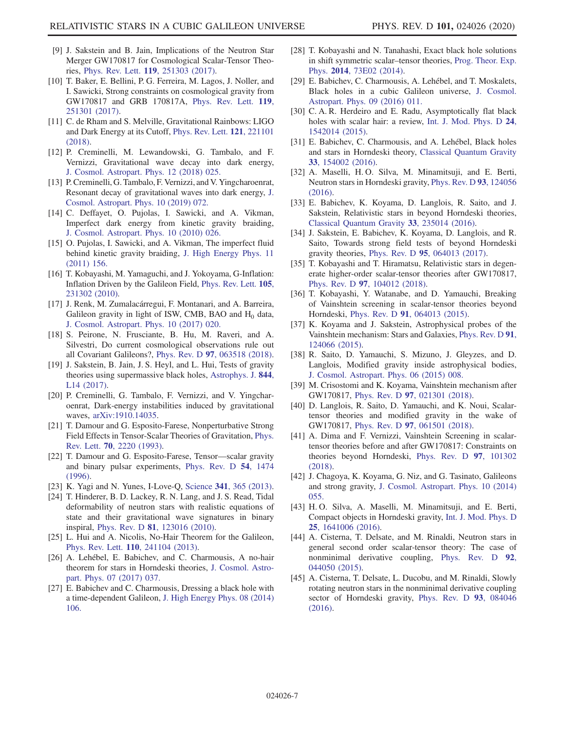[9] J. Sakstein and B. Jain, Implications of the Neutron Star Merger GW170817 for Cosmological Scalar-Tensor Theories, Phys. Rev. Lett. **119**, 251303 (2017).

[10] T. Baker, E. Bellini, P. G. Ferreira, M. Lagos, J. Noller, and I. Sawicki, Strong constraints on cosmological gravity from GW170817 and GRB 170817A, Phys. Rev. Lett. **119**, 251301 (2017).

[11] C. de Rham and S. Melville, Gravitational Rainbows: LIGO and Dark Energy at its Cutoff, Phys. Rev. Lett. **121**, 221101 (2018).

[12] P. Creminelli, M. Lewandowski, G. Tambalo, and F. Vernizzi, Gravitational wave decay into dark energy, J. Cosmol. Astropart. Phys. 12 (2018) 025.

[13] P. Creminelli, G. Tambalo, F. Vernizzi, and V. Yingcharoenrat, Resonant decay of gravitational waves into dark energy, J. Cosmol. Astropart. Phys. 10 (2019) 072.

[14] C. Deffayet, O. Pujolas, I. Sawicki, and A. Vikman, Imperfect dark energy from kinetic gravity braiding, J. Cosmol. Astropart. Phys. 10 (2010) 026.

[15] O. Pujolas, I. Sawicki, and A. Vikman, The imperfect fluid behind kinetic gravity braiding, J. High Energy Phys. 11 (2011) 156.

[16] T. Kobayashi, M. Yamaguchi, and J. Yokoyama, G-Inflation: Inflation Driven by the Galileon Field, Phys. Rev. Lett. **105**, 231302 (2010).

[17] J. Renk, M. Zumalacárregui, F. Montanari, and A. Barreira, Galileon gravity in light of ISW, CMB, BAO and $H_0$ data, J. Cosmol. Astropart. Phys. 10 (2017) 020.

[18] S. Peirone, N. Frusciante, B. Hu, M. Raveri, and A. Silvestri, Do current cosmological observations rule out all Covariant Galileons?, Phys. Rev. D **97**, 063518 (2018).

[19] J. Sakstein, B. Jain, J. S. Heyl, and L. Hui, Tests of gravity theories using supermassive black holes, Astrophys. J. **844**, L14 (2017).

[20] P. Creminelli, G. Tambalo, F. Vernizzi, and V. Yingcharoenrat, Dark-energy instabilities induced by gravitational waves, arXiv:1910.14035.

[21] T. Damour and G. Esposito-Farese, Nonperturbative Strong Field Effects in Tensor-Scalar Theories of Gravitation, Phys. Rev. Lett. **70**, 2220 (1993).

[22] T. Damour and G. Esposito-Farese, Tensor—scalar gravity and binary pulsar experiments, Phys. Rev. D **54**, 1474 (1996).

[23] K. Yagi and N. Yunes, I-Love-Q, Science **341**, 365 (2013).

[24] T. Hinderer, B. D. Lackey, R. N. Lang, and J. S. Read, Tidal deformability of neutron stars with realistic equations of state and their gravitational wave signatures in binary inspiral, Phys. Rev. D **81**, 123016 (2010).

[25] L. Hui and A. Nicolis, No-Hair Theorem for the Galileon, Phys. Rev. Lett. **110**, 241104 (2013).

[26] A. Lehébel, E. Babichev, and C. Charmousis, A no-hair theorem for stars in Horndeski theories, J. Cosmol. Astropart. Phys. 07 (2017) 037.

[27] E. Babichev and C. Charmousis, Dressing a black hole with a time-dependent Galileon, J. High Energy Phys. 08 (2014) 106.

[28] T. Kobayashi and N. Tanahashi, Exact black hole solutions in shift symmetric scalar–tensor theories, Prog. Theor. Exp. Phys. **2014**, 73E02 (2014).

[29] E. Babichev, C. Charmousis, A. Lehébel, and T. Moskalets, Black holes in a cubic Galileon universe, J. Cosmol. Astropart. Phys. 09 (2016) 011.

[30] C. A. R. Herdeiro and E. Radu, Asymptotically flat black holes with scalar hair: a review, Int. J. Mod. Phys. D **24**, 1542014 (2015).

[31] E. Babichev, C. Charmousis, and A. Lehébel, Black holes and stars in Horndeski theory, Classical Quantum Gravity **33**, 154002 (2016).

[32] A. Maselli, H. O. Silva, M. Minamitsuji, and E. Berti, Neutron stars in Horndeski gravity, Phys. Rev. D **93**, 124056 (2016).

[33] E. Babichev, K. Koyama, D. Langlois, R. Saito, and J. Sakstein, Relativistic stars in beyond Horndeski theories, Classical Quantum Gravity **33**, 235014 (2016).

[34] J. Sakstein, E. Babichev, K. Koyama, D. Langlois, and R. Saito, Towards strong field tests of beyond Horndeski gravity theories, Phys. Rev. D **95**, 064013 (2017).

[35] T. Kobayashi and T. Hiramatsu, Relativistic stars in degenerate higher-order scalar-tensor theories after GW170817, Phys. Rev. D **97**, 104012 (2018).

[36] T. Kobayashi, Y. Watanabe, and D. Yamauchi, Breaking of Vainshtein screening in scalar-tensor theories beyond Horndeski, Phys. Rev. D **91**, 064013 (2015).

[37] K. Koyama and J. Sakstein, Astrophysical probes of the Vainshtein mechanism: Stars and Galaxies, Phys. Rev. D **91**, 124066 (2015).

[38] R. Saito, D. Yamauchi, S. Mizuno, J. Gleyzes, and D. Langlois, Modified gravity inside astrophysical bodies, J. Cosmol. Astropart. Phys. 06 (2015) 008.

[39] M. Crisostomi and K. Koyama, Vainshtein mechanism after GW170817, Phys. Rev. D **97**, 021301 (2018).

[40] D. Langlois, R. Saito, D. Yamauchi, and K. Noui, Scalar-tensor theories and modified gravity in the wake of GW170817, Phys. Rev. D **97**, 061501 (2018).

[41] A. Dima and F. Vernizzi, Vainshtein Screening in scalar-tensor theories before and after GW170817: Constraints on theories beyond Horndeski, Phys. Rev. D **97**, 101302 (2018).

[42] J. Chagoya, K. Koyama, G. Niz, and G. Tasinato, Galileons and strong gravity, J. Cosmol. Astropart. Phys. 10 (2014) 055.

[43] H. O. Silva, A. Maselli, M. Minamitsuji, and E. Berti, Compact objects in Horndeski gravity, Int. J. Mod. Phys. D **25**, 1641006 (2016).

[44] A. Cisterna, T. Delsate, and M. Rinaldi, Neutron stars in general second order scalar-tensor theory: The case of nonminimal derivative coupling, Phys. Rev. D **92**, 044050 (2015).

[45] A. Cisterna, T. Delsate, L. Ducobu, and M. Rinaldi, Slowly rotating neutron stars in the nonminimal derivative coupling sector of Horndeski gravity, Phys. Rev. D **93**, 084046 (2016).